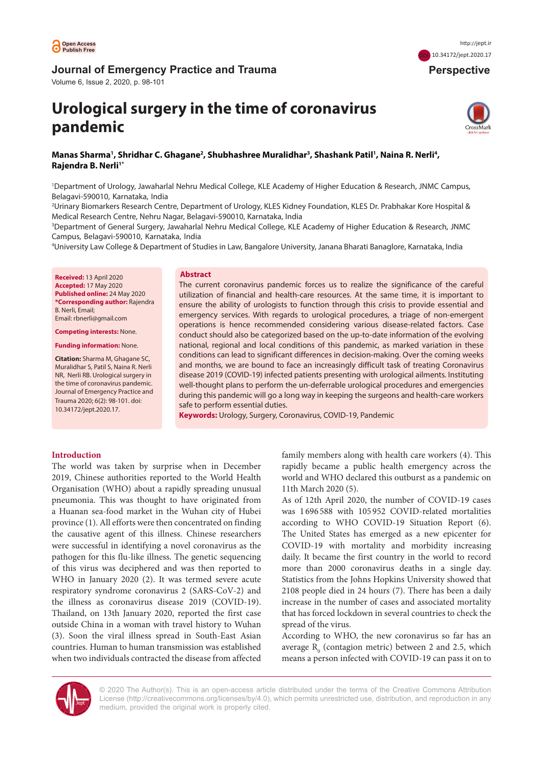Journal of Emergency Practice and Trauma

Perspective

# Urological surgery in the time of coronavirus pandemic

**Manas Sharma[1], Shridhar C. Ghagane[2], Shubhashree Muralidhar[3], Shashank Patil[1], Naina R. Nerli[4], Rajendra B. Nerli[1*]**

[1]Department of Urology, Jawaharlal Nehru Medical College, KLE Academy of Higher Education & Research, JNMC Campus, Belagavi-590010, Karnataka, India

[2]Urinary Biomarkers Research Centre, Department of Urology, KLES Kidney Foundation, KLES Dr. Prabhakar Kore Hospital & Medical Research Centre, Nehru Nagar, Belagavi-590010, Karnataka, India

[3]Department of General Surgery, Jawaharlal Nehru Medical College, KLE Academy of Higher Education & Research, JNMC Campus, Belagavi-590010, Karnataka, India

[4]University Law College & Department of Studies in Law, Bangalore University, Janana Bharati Banaglore, Karnataka, India

**Received:** 13 April 2020
**Accepted:** 17 May 2020
**Published online:** 24 May 2020
***Corresponding author:** Rajendra B. Nerli, Email; Email: rbnerli@gmail.com

**Competing interests:** None.

**Funding information:** None.

**Citation:** Sharma M, Ghagane SC, Muralidhar S, Patil S, Naina R. Nerli NR, Nerli RB. Urological surgery in the time of coronavirus pandemic. Journal of Emergency Practice and Trauma 2020; 6(2): 98-101. doi: 10.34172/jept.2020.17.

## Abstract

The current coronavirus pandemic forces us to realize the significance of the careful utilization of financial and health-care resources. At the same time, it is important to ensure the ability of urologists to function through this crisis to provide essential and emergency services. With regards to urological procedures, a triage of non-emergent operations is hence recommended considering various disease-related factors. Case conduct should also be categorized based on the up-to-date information of the evolving national, regional and local conditions of this pandemic, as marked variation in these conditions can lead to significant differences in decision-making. Over the coming weeks and months, we are bound to face an increasingly difficult task of treating Coronavirus disease 2019 (COVID-19) infected patients presenting with urological ailments. Instituting well-thought plans to perform the un-deferrable urological procedures and emergencies during this pandemic will go a long way in keeping the surgeons and health-care workers safe to perform essential duties.

**Keywords:** Urology, Surgery, Coronavirus, COVID-19, Pandemic

## Introduction

The world was taken by surprise when in December 2019, Chinese authorities reported to the World Health Organisation (WHO) about a rapidly spreading unusual pneumonia. This was thought to have originated from a Huanan sea-food market in the Wuhan city of Hubei province (1). All efforts were then concentrated on finding the causative agent of this illness. Chinese researchers were successful in identifying a novel coronavirus as the pathogen for this flu-like illness. The genetic sequencing of this virus was deciphered and was then reported to WHO in January 2020 (2). It was termed severe acute respiratory syndrome coronavirus 2 (SARS-CoV-2) and the illness as coronavirus disease 2019 (COVID-19). Thailand, on 13th January 2020, reported the first case outside China in a woman with travel history to Wuhan (3). Soon the viral illness spread in South-East Asian countries. Human to human transmission was established when two individuals contracted the disease from affected family members along with health care workers (4). This rapidly became a public health emergency across the world and WHO declared this outburst as a pandemic on 11th March 2020 (5).

As of 12th April 2020, the number of COVID-19 cases was 1 696 588 with 105 952 COVID-related mortalities according to WHO COVID-19 Situation Report (6). The United States has emerged as a new epicenter for COVID-19 with mortality and morbidity increasing daily. It became the first country in the world to record more than 2000 coronavirus deaths in a single day. Statistics from the Johns Hopkins University showed that 2108 people died in 24 hours (7). There has been a daily increase in the number of cases and associated mortality that has forced lockdown in several countries to check the spread of the virus.

According to WHO, the new coronavirus so far has an average $R_0$ (contagion metric) between 2 and 2.5, which means a person infected with COVID-19 can pass it on to

© 2020 The Author(s). This is an open-access article distributed under the terms of the Creative Commons Attribution License (http://creativecommons.org/licenses/by/4.0), which permits unrestricted use, distribution, and reproduction in any medium, provided the original work is properly cited.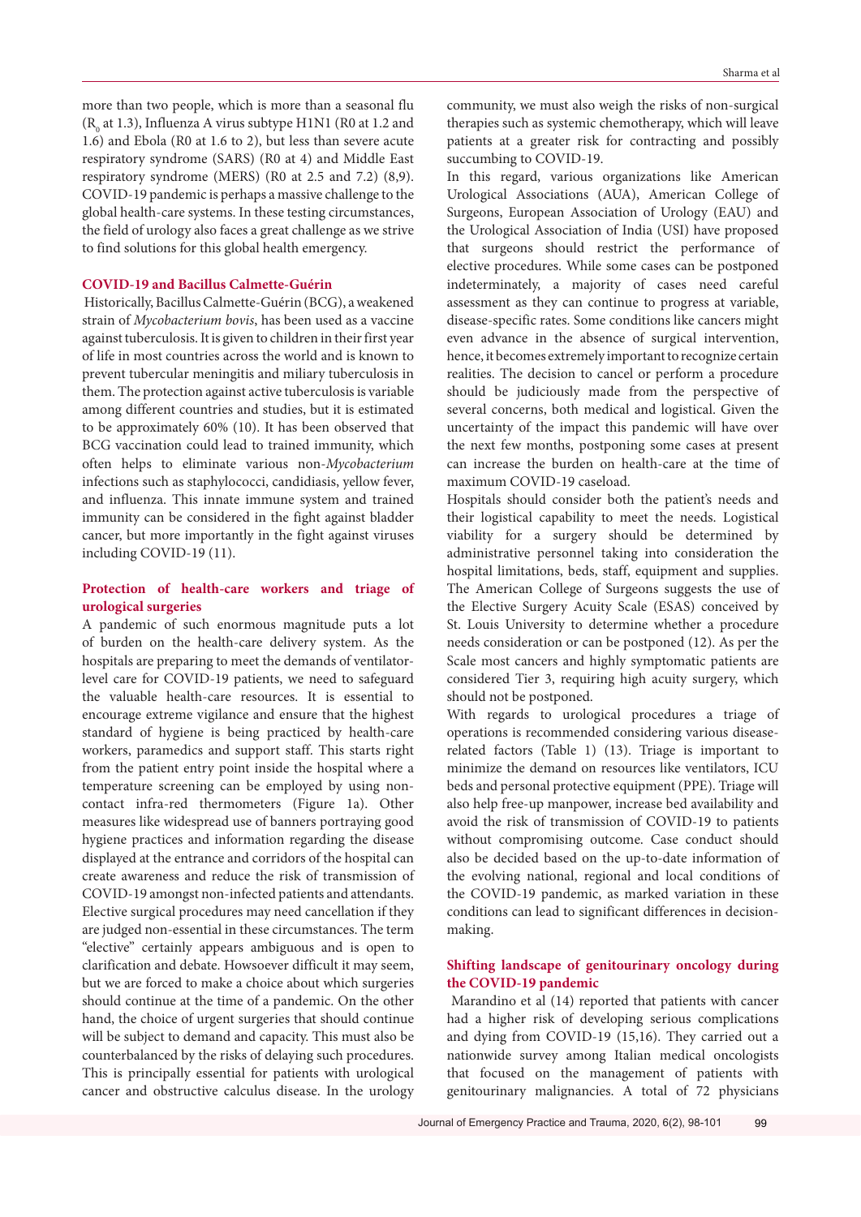more than two people, which is more than a seasonal flu ($R_0$ at 1.3), Influenza A virus subtype H1N1 (R0 at 1.2 and 1.6) and Ebola (R0 at 1.6 to 2), but less than severe acute respiratory syndrome (SARS) (R0 at 4) and Middle East respiratory syndrome (MERS) (R0 at 2.5 and 7.2) (8,9). COVID-19 pandemic is perhaps a massive challenge to the global health-care systems. In these testing circumstances, the field of urology also faces a great challenge as we strive to find solutions for this global health emergency.

## COVID-19 and Bacillus Calmette-Guérin

Historically, Bacillus Calmette-Guérin (BCG), a weakened strain of *Mycobacterium bovis*, has been used as a vaccine against tuberculosis. It is given to children in their first year of life in most countries across the world and is known to prevent tubercular meningitis and miliary tuberculosis in them. The protection against active tuberculosis is variable among different countries and studies, but it is estimated to be approximately 60% (10). It has been observed that BCG vaccination could lead to trained immunity, which often helps to eliminate various non-*Mycobacterium* infections such as staphylococci, candidiasis, yellow fever, and influenza. This innate immune system and trained immunity can be considered in the fight against bladder cancer, but more importantly in the fight against viruses including COVID-19 (11).

## Protection of health-care workers and triage of urological surgeries

A pandemic of such enormous magnitude puts a lot of burden on the health-care delivery system. As the hospitals are preparing to meet the demands of ventilator-level care for COVID-19 patients, we need to safeguard the valuable health-care resources. It is essential to encourage extreme vigilance and ensure that the highest standard of hygiene is being practiced by health-care workers, paramedics and support staff. This starts right from the patient entry point inside the hospital where a temperature screening can be employed by using non-contact infra-red thermometers (Figure 1a). Other measures like widespread use of banners portraying good hygiene practices and information regarding the disease displayed at the entrance and corridors of the hospital can create awareness and reduce the risk of transmission of COVID-19 amongst non-infected patients and attendants. Elective surgical procedures may need cancellation if they are judged non-essential in these circumstances. The term "elective" certainly appears ambiguous and is open to clarification and debate. Howsoever difficult it may seem, but we are forced to make a choice about which surgeries should continue at the time of a pandemic. On the other hand, the choice of urgent surgeries that should continue will be subject to demand and capacity. This must also be counterbalanced by the risks of delaying such procedures. This is principally essential for patients with urological cancer and obstructive calculus disease. In the urology community, we must also weigh the risks of non-surgical therapies such as systemic chemotherapy, which will leave patients at a greater risk for contracting and possibly succumbing to COVID-19.

In this regard, various organizations like American Urological Associations (AUA), American College of Surgeons, European Association of Urology (EAU) and the Urological Association of India (USI) have proposed that surgeons should restrict the performance of elective procedures. While some cases can be postponed indeterminately, a majority of cases need careful assessment as they can continue to progress at variable, disease-specific rates. Some conditions like cancers might even advance in the absence of surgical intervention, hence, it becomes extremely important to recognize certain realities. The decision to cancel or perform a procedure should be judiciously made from the perspective of several concerns, both medical and logistical. Given the uncertainty of the impact this pandemic will have over the next few months, postponing some cases at present can increase the burden on health-care at the time of maximum COVID-19 caseload.

Hospitals should consider both the patient's needs and their logistical capability to meet the needs. Logistical viability for a surgery should be determined by administrative personnel taking into consideration the hospital limitations, beds, staff, equipment and supplies. The American College of Surgeons suggests the use of the Elective Surgery Acuity Scale (ESAS) conceived by St. Louis University to determine whether a procedure needs consideration or can be postponed (12). As per the Scale most cancers and highly symptomatic patients are considered Tier 3, requiring high acuity surgery, which should not be postponed.

With regards to urological procedures a triage of operations is recommended considering various disease-related factors (Table 1) (13). Triage is important to minimize the demand on resources like ventilators, ICU beds and personal protective equipment (PPE). Triage will also help free-up manpower, increase bed availability and avoid the risk of transmission of COVID-19 to patients without compromising outcome. Case conduct should also be decided based on the up-to-date information of the evolving national, regional and local conditions of the COVID-19 pandemic, as marked variation in these conditions can lead to significant differences in decision-making.

## Shifting landscape of genitourinary oncology during the COVID-19 pandemic

Marandino et al (14) reported that patients with cancer had a higher risk of developing serious complications and dying from COVID-19 (15,16). They carried out a nationwide survey among Italian medical oncologists that focused on the management of patients with genitourinary malignancies. A total of 72 physicians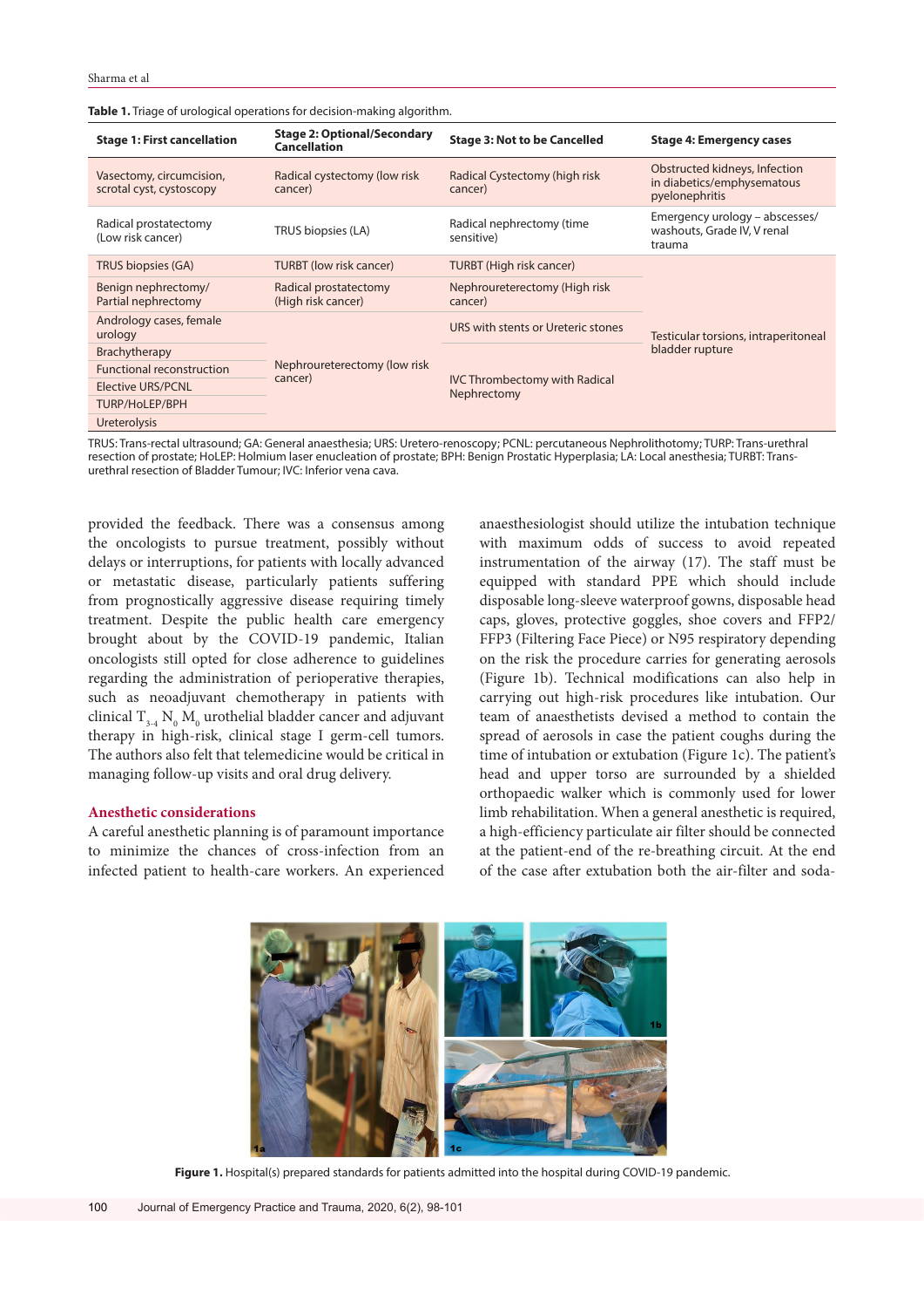**Table 1.** Triage of urological operations for decision-making algorithm.

| Stage 1: First cancellation | Stage 2: Optional/Secondary Cancellation | Stage 3: Not to be Cancelled | Stage 4: Emergency cases |
|---|---|---|---|
| Vasectomy, circumcision, scrotal cyst, cystoscopy | Radical cystectomy (low risk cancer) | Radical Cystectomy (high risk cancer) | Obstructed kidneys, Infection in diabetics/emphysematous pyelonephritis |
| Radical prostatectomy (Low risk cancer) | TRUS biopsies (LA) | Radical nephrectomy (time sensitive) | Emergency urology – abscesses/ washouts, Grade IV, V renal trauma |
| TRUS biopsies (GA) | TURBT (low risk cancer) | TURBT (High risk cancer) | Testicular torsions, intraperitoneal bladder rupture |
| Benign nephrectomy/ Partial nephrectomy | Radical prostatectomy (High risk cancer) | Nephroureterectomy (High risk cancer) | |
| Andrology cases, female urology | Nephroureterectomy (low risk cancer) | URS with stents or Ureteric stones | |
| Brachytherapy | | IVC Thrombectomy with Radical Nephrectomy | |
| Functional reconstruction | | | |
| Elective URS/PCNL | | | |
| TURP/HoLEP/BPH | | | |
| Ureterolysis | | | |

TRUS: Trans-rectal ultrasound; GA: General anaesthesia; URS: Uretero-renoscopy; PCNL: percutaneous Nephrolithotomy; TURP: Trans-urethral resection of prostate; HoLEP: Holmium laser enucleation of prostate; BPH: Benign Prostatic Hyperplasia; LA: Local anesthesia; TURBT: Trans-urethral resection of Bladder Tumour; IVC: Inferior vena cava.

provided the feedback. There was a consensus among the oncologists to pursue treatment, possibly without delays or interruptions, for patients with locally advanced or metastatic disease, particularly patients suffering from prognostically aggressive disease requiring timely treatment. Despite the public health care emergency brought about by the COVID-19 pandemic, Italian oncologists still opted for close adherence to guidelines regarding the administration of perioperative therapies, such as neoadjuvant chemotherapy in patients with clinical $T_{3-4}$ $N_0$ $M_0$ urothelial bladder cancer and adjuvant therapy in high-risk, clinical stage I germ-cell tumors. The authors also felt that telemedicine would be critical in managing follow-up visits and oral drug delivery.

## Anesthetic considerations

A careful anesthetic planning is of paramount importance to minimize the chances of cross-infection from an infected patient to health-care workers. An experienced anaesthesiologist should utilize the intubation technique with maximum odds of success to avoid repeated instrumentation of the airway (17). The staff must be equipped with standard PPE which should include disposable long-sleeve waterproof gowns, disposable head caps, gloves, protective goggles, shoe covers and FFP2/ FFP3 (Filtering Face Piece) or N95 respiratory depending on the risk the procedure carries for generating aerosols (Figure 1b). Technical modifications can also help in carrying out high-risk procedures like intubation. Our team of anaesthetists devised a method to contain the spread of aerosols in case the patient coughs during the time of intubation or extubation (Figure 1c). The patient's head and upper torso are surrounded by a shielded orthopaedic walker which is commonly used for lower limb rehabilitation. When a general anesthetic is required, a high-efficiency particulate air filter should be connected at the patient-end of the re-breathing circuit. At the end of the case after extubation both the air-filter and soda-

**Figure 1.** Hospital(s) prepared standards for patients admitted into the hospital during COVID-19 pandemic.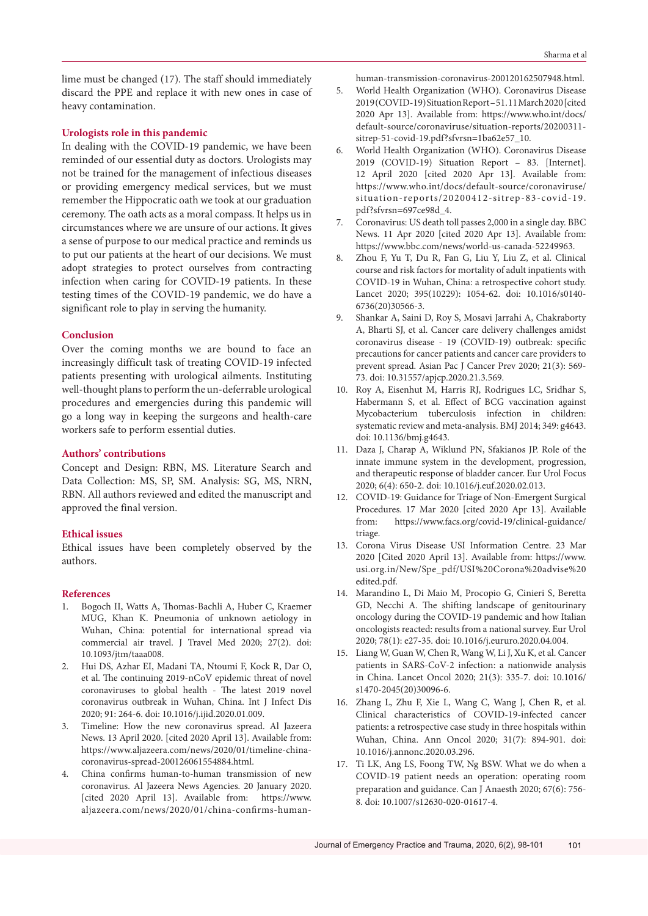lime must be changed (17). The staff should immediately discard the PPE and replace it with new ones in case of heavy contamination.

### Urologists role in this pandemic

In dealing with the COVID-19 pandemic, we have been reminded of our essential duty as doctors. Urologists may not be trained for the management of infectious diseases or providing emergency medical services, but we must remember the Hippocratic oath we took at our graduation ceremony. The oath acts as a moral compass. It helps us in circumstances where we are unsure of our actions. It gives a sense of purpose to our medical practice and reminds us to put our patients at the heart of our decisions. We must adopt strategies to protect ourselves from contracting infection when caring for COVID-19 patients. In these testing times of the COVID-19 pandemic, we do have a significant role to play in serving the humanity.

### Conclusion

Over the coming months we are bound to face an increasingly difficult task of treating COVID-19 infected patients presenting with urological ailments. Instituting well-thought plans to perform the un-deferrable urological procedures and emergencies during this pandemic will go a long way in keeping the surgeons and health-care workers safe to perform essential duties.

### Authors' contributions

Concept and Design: RBN, MS. Literature Search and Data Collection: MS, SP, SM. Analysis: SG, MS, NRN, RBN. All authors reviewed and edited the manuscript and approved the final version.

### Ethical issues

Ethical issues have been completely observed by the authors.

### References

1. Bogoch II, Watts A, Thomas-Bachli A, Huber C, Kraemer MUG, Khan K. Pneumonia of unknown aetiology in Wuhan, China: potential for international spread via commercial air travel. J Travel Med 2020; 27(2). doi: 10.1093/jtm/taaa008.
2. Hui DS, Azhar EI, Madani TA, Ntoumi F, Kock R, Dar O, et al. The continuing 2019-nCoV epidemic threat of novel coronaviruses to global health - The latest 2019 novel coronavirus outbreak in Wuhan, China. Int J Infect Dis 2020; 91: 264-6. doi: 10.1016/j.ijid.2020.01.009.
3. Timeline: How the new coronavirus spread. Al Jazeera News. 13 April 2020. [cited 2020 April 13]. Available from: https://www.aljazeera.com/news/2020/01/timeline-china-coronavirus-spread-200126061554884.html.
4. China confirms human-to-human transmission of new coronavirus. Al Jazeera News Agencies. 20 January 2020. [cited 2020 April 13]. Available from: https://www.aljazeera.com/news/2020/01/china-confirms-human-human-transmission-coronavirus-200120162507948.html.
5. World Health Organization (WHO). Coronavirus Disease 2019(COVID-19) Situation Report–51. 11 March 2020 [cited 2020 Apr 13]. Available from: https://www.who.int/docs/default-source/coronaviruse/situation-reports/20200311-sitrep-51-covid-19.pdf?sfvrsn=1ba62e57_10.
6. World Health Organization (WHO). Coronavirus Disease 2019 (COVID-19) Situation Report – 83. [Internet]. 12 April 2020 [cited 2020 Apr 13]. Available from: https://www.who.int/docs/default-source/coronaviruse/situation-reports/20200412-sitrep-83-covid-19.pdf?sfvrsn=697ce98d_4.
7. Coronavirus: US death toll passes 2,000 in a single day. BBC News. 11 Apr 2020 [cited 2020 Apr 13]. Available from: https://www.bbc.com/news/world-us-canada-52249963.
8. Zhou F, Yu T, Du R, Fan G, Liu Y, Liu Z, et al. Clinical course and risk factors for mortality of adult inpatients with COVID-19 in Wuhan, China: a retrospective cohort study. Lancet 2020; 395(10229): 1054-62. doi: 10.1016/s0140-6736(20)30566-3.
9. Shankar A, Saini D, Roy S, Mosavi Jarrahi A, Chakraborty A, Bharti SJ, et al. Cancer care delivery challenges amidst coronavirus disease - 19 (COVID-19) outbreak: specific precautions for cancer patients and cancer care providers to prevent spread. Asian Pac J Cancer Prev 2020; 21(3): 569-73. doi: 10.31557/apjcp.2020.21.3.569.
10. Roy A, Eisenhut M, Harris RJ, Rodrigues LC, Sridhar S, Habermann S, et al. Effect of BCG vaccination against Mycobacterium tuberculosis infection in children: systematic review and meta-analysis. BMJ 2014; 349: g4643. doi: 10.1136/bmj.g4643.
11. Daza J, Charap A, Wiklund PN, Sfakianos JP. Role of the innate immune system in the development, progression, and therapeutic response of bladder cancer. Eur Urol Focus 2020; 6(4): 650-2. doi: 10.1016/j.euf.2020.02.013.
12. COVID-19: Guidance for Triage of Non-Emergent Surgical Procedures. 17 Mar 2020 [cited 2020 Apr 13]. Available from: https://www.facs.org/covid-19/clinical-guidance/triage.
13. Corona Virus Disease USI Information Centre. 23 Mar 2020 [Cited 2020 April 13]. Available from: https://www.usi.org.in/New/Spe_pdf/USI%20Corona%20advise%20edited.pdf.
14. Marandino L, Di Maio M, Procopio G, Cinieri S, Beretta GD, Necchi A. The shifting landscape of genitourinary oncology during the COVID-19 pandemic and how Italian oncologists reacted: results from a national survey. Eur Urol 2020; 78(1): e27-35. doi: 10.1016/j.eururo.2020.04.004.
15. Liang W, Guan W, Chen R, Wang W, Li J, Xu K, et al. Cancer patients in SARS-CoV-2 infection: a nationwide analysis in China. Lancet Oncol 2020; 21(3): 335-7. doi: 10.1016/s1470-2045(20)30096-6.
16. Zhang L, Zhu F, Xie L, Wang C, Wang J, Chen R, et al. Clinical characteristics of COVID-19-infected cancer patients: a retrospective case study in three hospitals within Wuhan, China. Ann Oncol 2020; 31(7): 894-901. doi: 10.1016/j.annonc.2020.03.296.
17. Ti LK, Ang LS, Foong TW, Ng BSW. What we do when a COVID-19 patient needs an operation: operating room preparation and guidance. Can J Anaesth 2020; 67(6): 756-8. doi: 10.1007/s12630-020-01617-4.